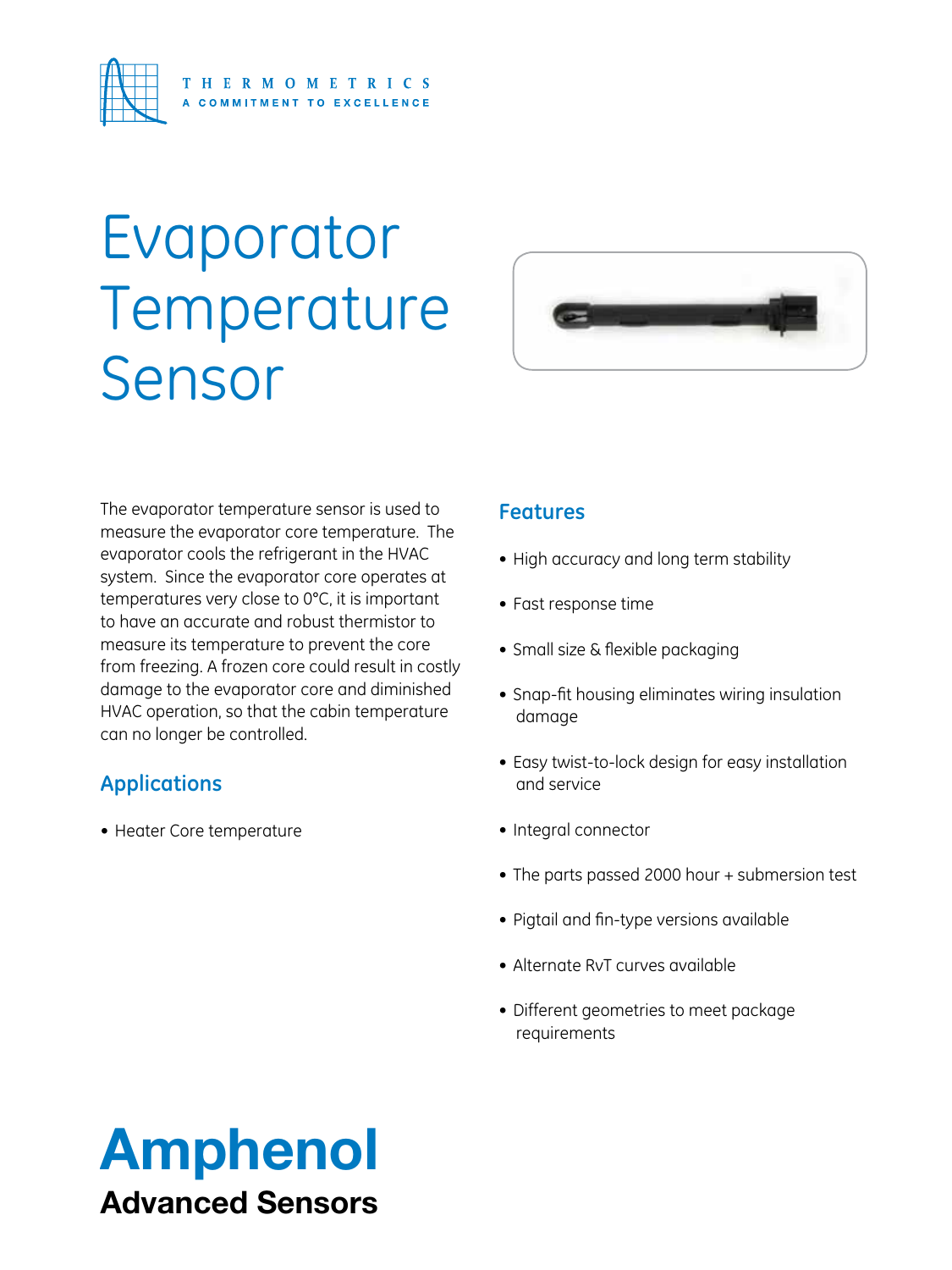THERMOMETRICS
A COMMITMENT TO EXCELLENCE

# Evaporator Temperature Sensor

The evaporator temperature sensor is used to measure the evaporator core temperature. The evaporator cools the refrigerant in the HVAC system. Since the evaporator core operates at temperatures very close to 0°C, it is important to have an accurate and robust thermistor to measure its temperature to prevent the core from freezing. A frozen core could result in costly damage to the evaporator core and diminished HVAC operation, so that the cabin temperature can no longer be controlled.

## Applications

- Heater Core temperature

## Features

- High accuracy and long term stability
- Fast response time
- Small size & flexible packaging
- Snap-fit housing eliminates wiring insulation damage
- Easy twist-to-lock design for easy installation and service
- Integral connector
- The parts passed 2000 hour + submersion test
- Pigtail and fin-type versions available
- Alternate RvT curves available
- Different geometries to meet package requirements

**Amphenol**
**Advanced Sensors**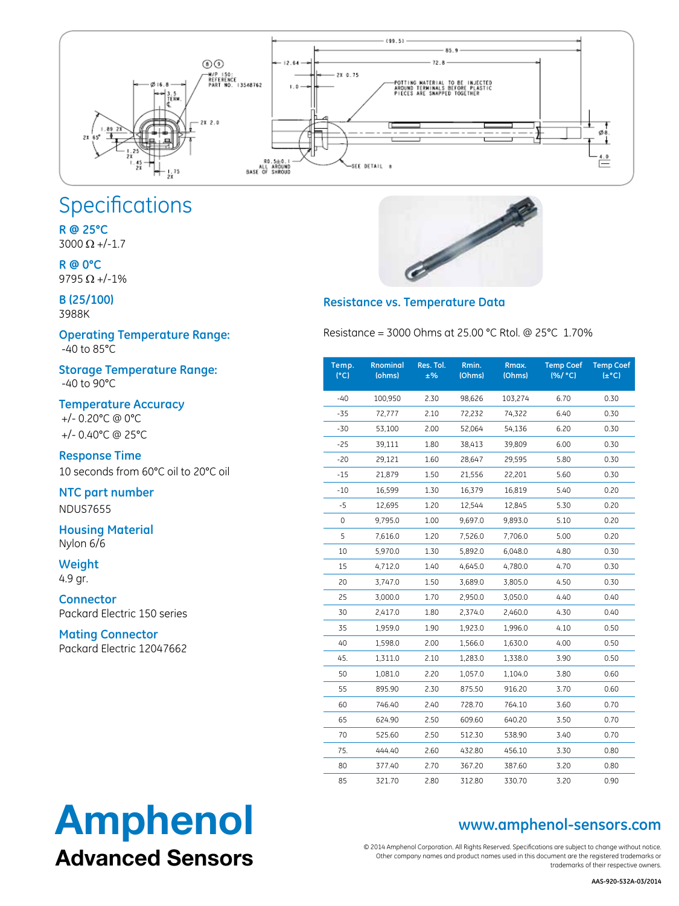## Specifications

**R @ 25°C**
3000 Ω +/-1.7

**R @ 0°C**
9795 Ω +/-1%

**B (25/100)**
3988K

**Operating Temperature Range:**
-40 to 85°C

**Storage Temperature Range:**
-40 to 90°C

**Temperature Accuracy**
+/- 0.20°C @ 0°C
+/- 0.40°C @ 25°C

**Response Time**
10 seconds from 60°C oil to 20°C oil

**NTC part number**
NDUS7655

**Housing Material**
Nylon 6/6

**Weight**
4.9 gr.

**Connector**
Packard Electric 150 series

**Mating Connector**
Packard Electric 12047662

### Resistance vs. Temperature Data

Resistance = 3000 Ohms at 25.00 °C Rtol. @ 25°C 1.70%

| Temp. (°C) | Rnominal (ohms) | Res. Tol. ±% | Rmin. (Ohms) | Rmax. (Ohms) | Temp Coef (%/ °C) | Temp Coef (±°C) |
|---|---|---|---|---|---|---|
| -40 | 100,950 | 2.30 | 98,626 | 103,274 | 6.70 | 0.30 |
| -35 | 72,777 | 2.10 | 72,232 | 74,322 | 6.40 | 0.30 |
| -30 | 53,100 | 2.00 | 52,064 | 54,136 | 6.20 | 0.30 |
| -25 | 39,111 | 1.80 | 38,413 | 39,809 | 6.00 | 0.30 |
| -20 | 29,121 | 1.60 | 28,647 | 29,595 | 5.80 | 0.30 |
| -15 | 21,879 | 1.50 | 21,556 | 22,201 | 5.60 | 0.30 |
| -10 | 16,599 | 1.30 | 16,379 | 16,819 | 5.40 | 0.20 |
| -5 | 12,695 | 1.20 | 12,544 | 12,845 | 5.30 | 0.20 |
| 0 | 9,795.0 | 1.00 | 9,697.0 | 9,893.0 | 5.10 | 0.20 |
| 5 | 7,616.0 | 1.20 | 7,526.0 | 7,706.0 | 5.00 | 0.20 |
| 10 | 5,970.0 | 1.30 | 5,892.0 | 6,048.0 | 4.80 | 0.30 |
| 15 | 4,712.0 | 1.40 | 4,645.0 | 4,780.0 | 4.70 | 0.30 |
| 20 | 3,747.0 | 1.50 | 3,689.0 | 3,805.0 | 4.50 | 0.30 |
| 25 | 3,000.0 | 1.70 | 2,950.0 | 3,050.0 | 4.40 | 0.40 |
| 30 | 2,417.0 | 1.80 | 2,374.0 | 2,460.0 | 4.30 | 0.40 |
| 35 | 1,959.0 | 1.90 | 1,923.0 | 1,996.0 | 4.10 | 0.50 |
| 40 | 1,598.0 | 2.00 | 1,566.0 | 1,630.0 | 4.00 | 0.50 |
| 45. | 1,311.0 | 2.10 | 1,283.0 | 1,338.0 | 3.90 | 0.50 |
| 50 | 1,081.0 | 2.20 | 1,057.0 | 1,104.0 | 3.80 | 0.60 |
| 55 | 895.90 | 2.30 | 875.50 | 916.20 | 3.70 | 0.60 |
| 60 | 746.40 | 2.40 | 728.70 | 764.10 | 3.60 | 0.70 |
| 65 | 624.90 | 2.50 | 609.60 | 640.20 | 3.50 | 0.70 |
| 70 | 525.60 | 2.50 | 512.30 | 538.90 | 3.40 | 0.70 |
| 75. | 444.40 | 2.60 | 432.80 | 456.10 | 3.30 | 0.80 |
| 80 | 377.40 | 2.70 | 367.20 | 387.60 | 3.20 | 0.80 |
| 85 | 321.70 | 2.80 | 312.80 | 330.70 | 3.20 | 0.90 |

**Amphenol**
**Advanced Sensors**

www.amphenol-sensors.com

© 2014 Amphenol Corporation. All Rights Reserved. Specifications are subject to change without notice. Other company names and product names used in this document are the registered trademarks or trademarks of their respective owners.

AAS-920-532A-03/2014